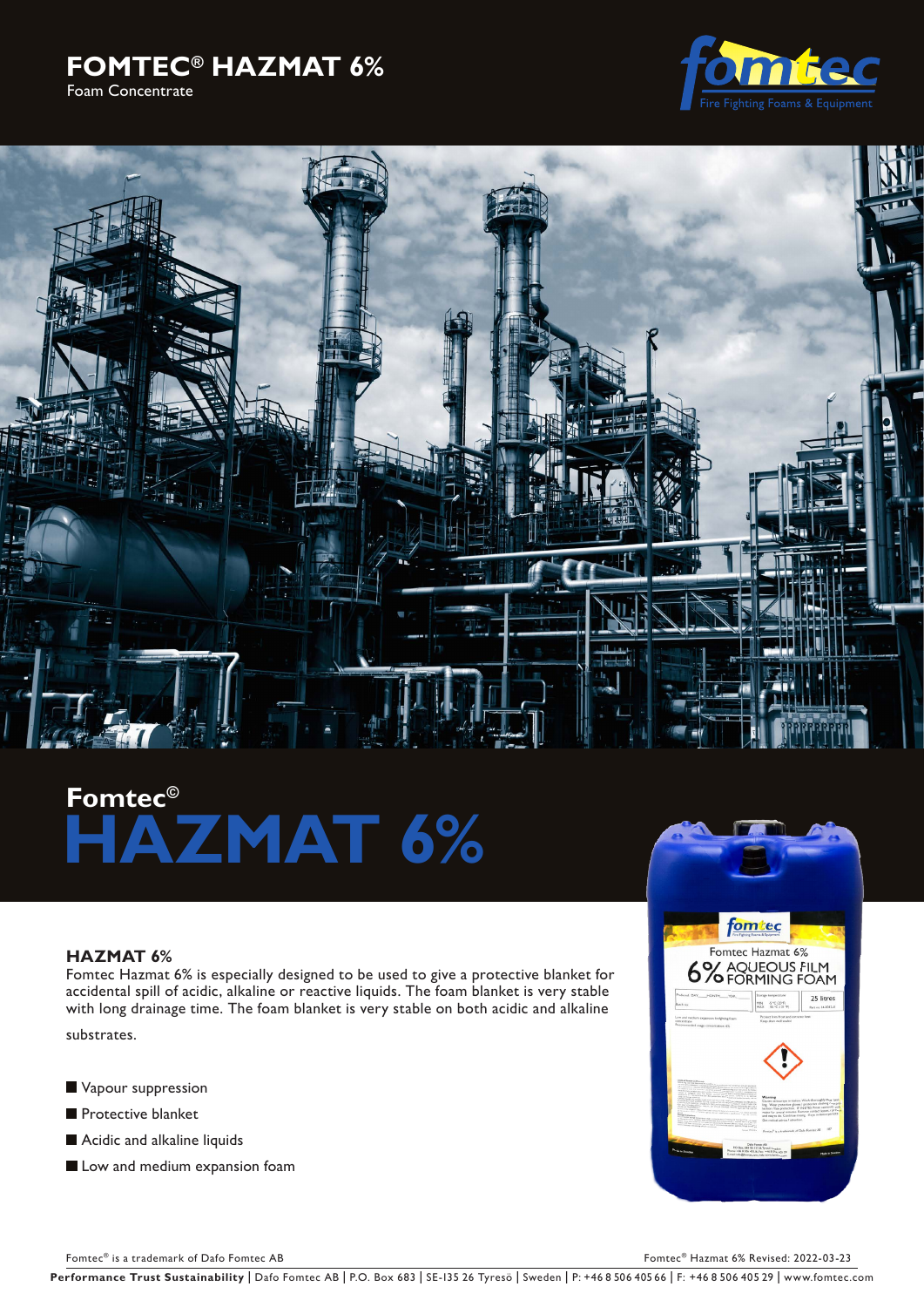# FOMTEC® HAZMAT 6%

Foam Concentrate

## Fomtec©

# HAZMAT 6%

### HAZMAT 6%

Fomtec Hazmat 6% is especially designed to be used to give a protective blanket for accidental spill of acidic, alkaline or reactive liquids. The foam blanket is very stable with long drainage time. The foam blanket is very stable on both acidic and alkaline substrates.

- Vapour suppression
- Protective blanket
- Acidic and alkaline liquids
- Low and medium expansion foam

Fomtec® is a trademark of Dafo Fomtec AB

Fomtec® Hazmat 6% Revised: 2022-03-23

**Performance Trust Sustainability** | Dafo Fomtec AB | P.O. Box 683 | SE-135 26 Tyresö | Sweden | P: +46 8 506 405 66 | F: +46 8 506 405 29 | www.fomtec.com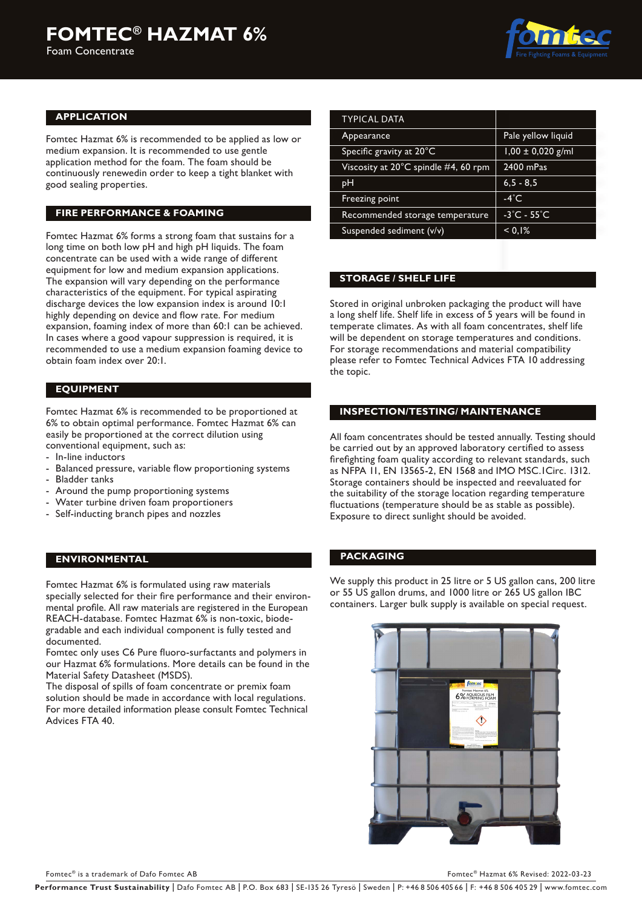# FOMTEC® HAZMAT 6%

Foam Concentrate

## APPLICATION

Fomtec Hazmat 6% is recommended to be applied as low or medium expansion. It is recommended to use gentle application method for the foam. The foam should be continuously renewedin order to keep a tight blanket with good sealing properties.

## FIRE PERFORMANCE & FOAMING

Fomtec Hazmat 6% forms a strong foam that sustains for a long time on both low pH and high pH liquids. The foam concentrate can be used with a wide range of different equipment for low and medium expansion applications. The expansion will vary depending on the performance characteristics of the equipment. For typical aspirating discharge devices the low expansion index is around 10:1 highly depending on device and flow rate. For medium expansion, foaming index of more than 60:1 can be achieved. In cases where a good vapour suppression is required, it is recommended to use a medium expansion foaming device to obtain foam index over 20:1.

## EQUIPMENT

Fomtec Hazmat 6% is recommended to be proportioned at 6% to obtain optimal performance. Fomtec Hazmat 6% can easily be proportioned at the correct dilution using conventional equipment, such as:

- In-line inductors
- Balanced pressure, variable flow proportioning systems
- Bladder tanks
- Around the pump proportioning systems
- Water turbine driven foam proportioners
- Self-inducting branch pipes and nozzles

## ENVIRONMENTAL

Fomtec Hazmat 6% is formulated using raw materials specially selected for their fire performance and their environmental profile. All raw materials are registered in the European REACH-database. Fomtec Hazmat 6% is non-toxic, biodegradable and each individual component is fully tested and documented.

Fomtec only uses C6 Pure fluoro-surfactants and polymers in our Hazmat 6% formulations. More details can be found in the Material Safety Datasheet (MSDS).

The disposal of spills of foam concentrate or premix foam solution should be made in accordance with local regulations. For more detailed information please consult Fomtec Technical Advices FTA 40.

| TYPICAL DATA | |
|---|---|
| Appearance | Pale yellow liquid |
| Specific gravity at 20°C | 1,00 ± 0,020 g/ml |
| Viscosity at 20°C spindle #4, 60 rpm | 2400 mPas |
| pH | 6,5 - 8,5 |
| Freezing point | -4°C |
| Recommended storage temperature | -3°C - 55°C |
| Suspended sediment (v/v) | < 0,1% |

## STORAGE / SHELF LIFE

Stored in original unbroken packaging the product will have a long shelf life. Shelf life in excess of 5 years will be found in temperate climates. As with all foam concentrates, shelf life will be dependent on storage temperatures and conditions. For storage recommendations and material compatibility please refer to Fomtec Technical Advices FTA 10 addressing the topic.

## INSPECTION/TESTING/ MAINTENANCE

All foam concentrates should be tested annually. Testing should be carried out by an approved laboratory certified to assess firefighting foam quality according to relevant standards, such as NFPA 11, EN 13565-2, EN 1568 and IMO MSC.1Circ. 1312. Storage containers should be inspected and reevaluated for the suitability of the storage location regarding temperature fluctuations (temperature should be as stable as possible). Exposure to direct sunlight should be avoided.

## PACKAGING

We supply this product in 25 litre or 5 US gallon cans, 200 litre or 55 US gallon drums, and 1000 litre or 265 US gallon IBC containers. Larger bulk supply is available on special request.

Fomtec® is a trademark of Dafo Fomtec AB

Fomtec® Hazmat 6% Revised: 2022-03-23

**Performance Trust Sustainability** | Dafo Fomtec AB | P.O. Box 683 | SE-135 26 Tyresö | Sweden | P: +46 8 506 405 66 | F: +46 8 506 405 29 | www.fomtec.com